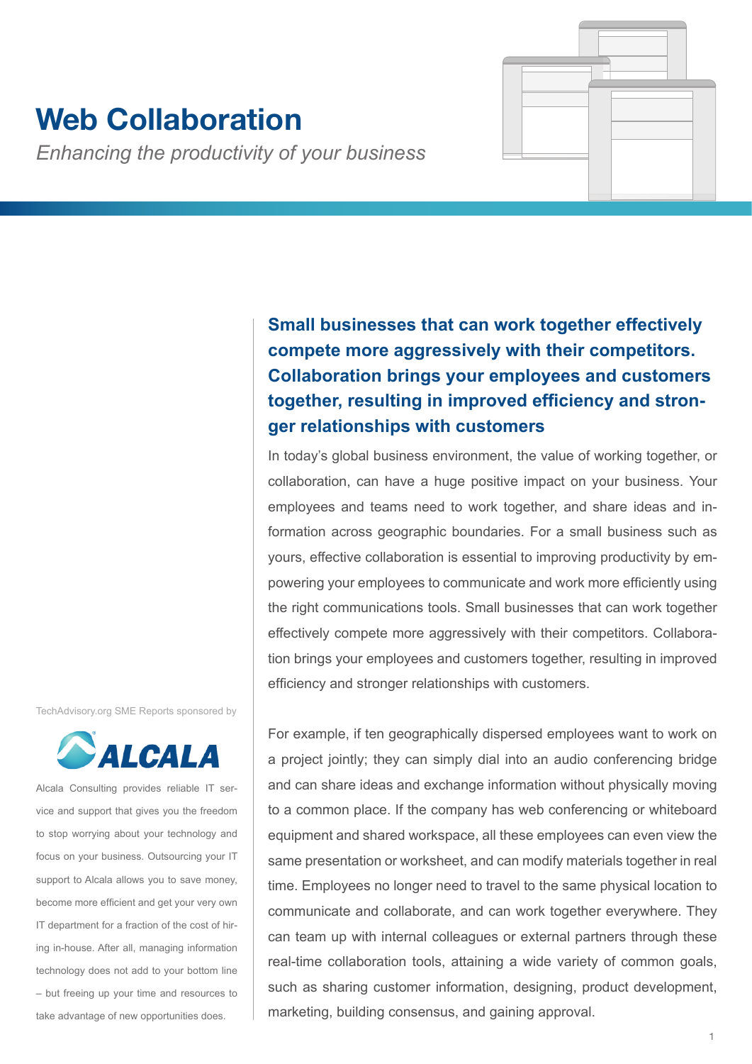# Web Collaboration

*Enhancing the productivity of your business*

## Small businesses that can work together effectively compete more aggressively with their competitors. Collaboration brings your employees and customers together, resulting in improved efficiency and stronger relationships with customers

In today's global business environment, the value of working together, or collaboration, can have a huge positive impact on your business. Your employees and teams need to work together, and share ideas and information across geographic boundaries. For a small business such as yours, effective collaboration is essential to improving productivity by empowering your employees to communicate and work more efficiently using the right communications tools. Small businesses that can work together effectively compete more aggressively with their competitors. Collaboration brings your employees and customers together, resulting in improved efficiency and stronger relationships with customers.

For example, if ten geographically dispersed employees want to work on a project jointly; they can simply dial into an audio conferencing bridge and can share ideas and exchange information without physically moving to a common place. If the company has web conferencing or whiteboard equipment and shared workspace, all these employees can even view the same presentation or worksheet, and can modify materials together in real time. Employees no longer need to travel to the same physical location to communicate and collaborate, and can work together everywhere. They can team up with internal colleagues or external partners through these real-time collaboration tools, attaining a wide variety of common goals, such as sharing customer information, designing, product development, marketing, building consensus, and gaining approval.

TechAdvisory.org SME Reports sponsored by

ALCALA

Alcala Consulting provides reliable IT service and support that gives you the freedom to stop worrying about your technology and focus on your business. Outsourcing your IT support to Alcala allows you to save money, become more efficient and get your very own IT department for a fraction of the cost of hiring in-house. After all, managing information technology does not add to your bottom line – but freeing up your time and resources to take advantage of new opportunities does.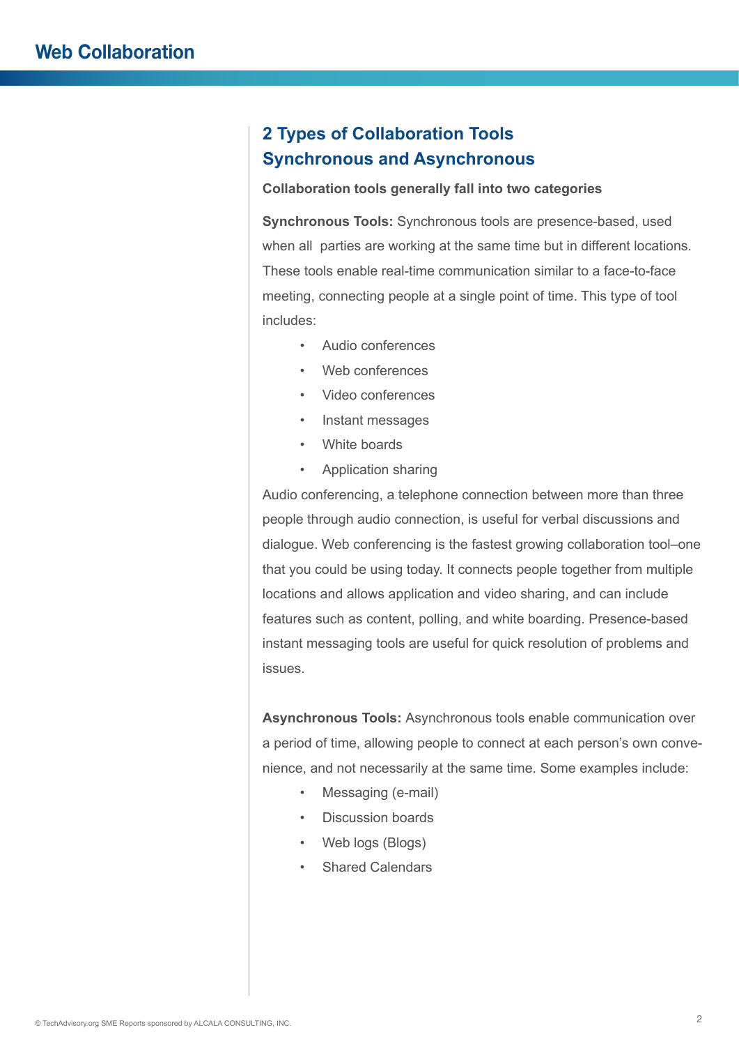## 2 Types of Collaboration Tools Synchronous and Asynchronous

**Collaboration tools generally fall into two categories**

**Synchronous Tools:** Synchronous tools are presence-based, used when all parties are working at the same time but in different locations. These tools enable real-time communication similar to a face-to-face meeting, connecting people at a single point of time. This type of tool includes:

- Audio conferences
- Web conferences
- Video conferences
- Instant messages
- White boards
- Application sharing

Audio conferencing, a telephone connection between more than three people through audio connection, is useful for verbal discussions and dialogue. Web conferencing is the fastest growing collaboration tool–one that you could be using today. It connects people together from multiple locations and allows application and video sharing, and can include features such as content, polling, and white boarding. Presence-based instant messaging tools are useful for quick resolution of problems and issues.

**Asynchronous Tools:** Asynchronous tools enable communication over a period of time, allowing people to connect at each person's own convenience, and not necessarily at the same time. Some examples include:

- Messaging (e-mail)
- Discussion boards
- Web logs (Blogs)
- Shared Calendars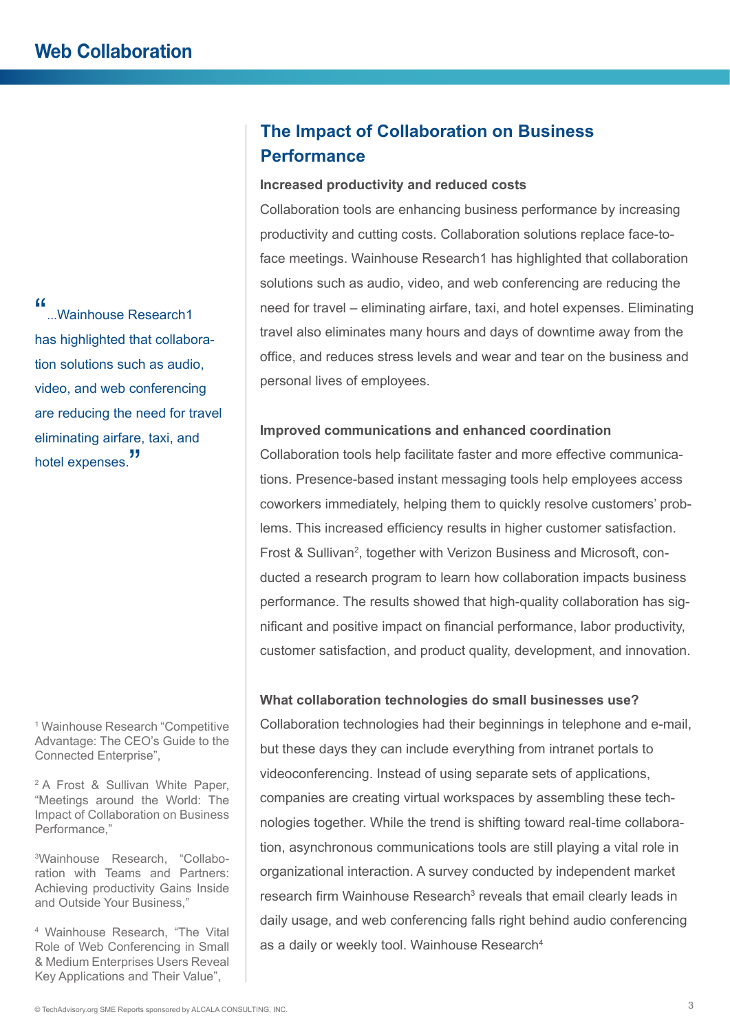## The Impact of Collaboration on Business Performance

### Increased productivity and reduced costs

Collaboration tools are enhancing business performance by increasing productivity and cutting costs. Collaboration solutions replace face-to-face meetings. Wainhouse Research1 has highlighted that collaboration solutions such as audio, video, and web conferencing are reducing the need for travel – eliminating airfare, taxi, and hotel expenses. Eliminating travel also eliminates many hours and days of downtime away from the office, and reduces stress levels and wear and tear on the business and personal lives of employees.

> "...Wainhouse Research1 has highlighted that collaboration solutions such as audio, video, and web conferencing are reducing the need for travel eliminating airfare, taxi, and hotel expenses."

### Improved communications and enhanced coordination

Collaboration tools help facilitate faster and more effective communications. Presence-based instant messaging tools help employees access coworkers immediately, helping them to quickly resolve customers' problems. This increased efficiency results in higher customer satisfaction. Frost & Sullivan[2], together with Verizon Business and Microsoft, conducted a research program to learn how collaboration impacts business performance. The results showed that high-quality collaboration has significant and positive impact on financial performance, labor productivity, customer satisfaction, and product quality, development, and innovation.

### What collaboration technologies do small businesses use?

Collaboration technologies had their beginnings in telephone and e-mail, but these days they can include everything from intranet portals to videoconferencing. Instead of using separate sets of applications, companies are creating virtual workspaces by assembling these technologies together. While the trend is shifting toward real-time collaboration, asynchronous communications tools are still playing a vital role in organizational interaction. A survey conducted by independent market research firm Wainhouse Research[3] reveals that email clearly leads in daily usage, and web conferencing falls right behind audio conferencing as a daily or weekly tool. Wainhouse Research[4]

---

[1] Wainhouse Research "Competitive Advantage: The CEO's Guide to the Connected Enterprise",

[2] A Frost & Sullivan White Paper, "Meetings around the World: The Impact of Collaboration on Business Performance,"

[3] Wainhouse Research, "Collaboration with Teams and Partners: Achieving productivity Gains Inside and Outside Your Business,"

[4] Wainhouse Research, "The Vital Role of Web Conferencing in Small & Medium Enterprises Users Reveal Key Applications and Their Value",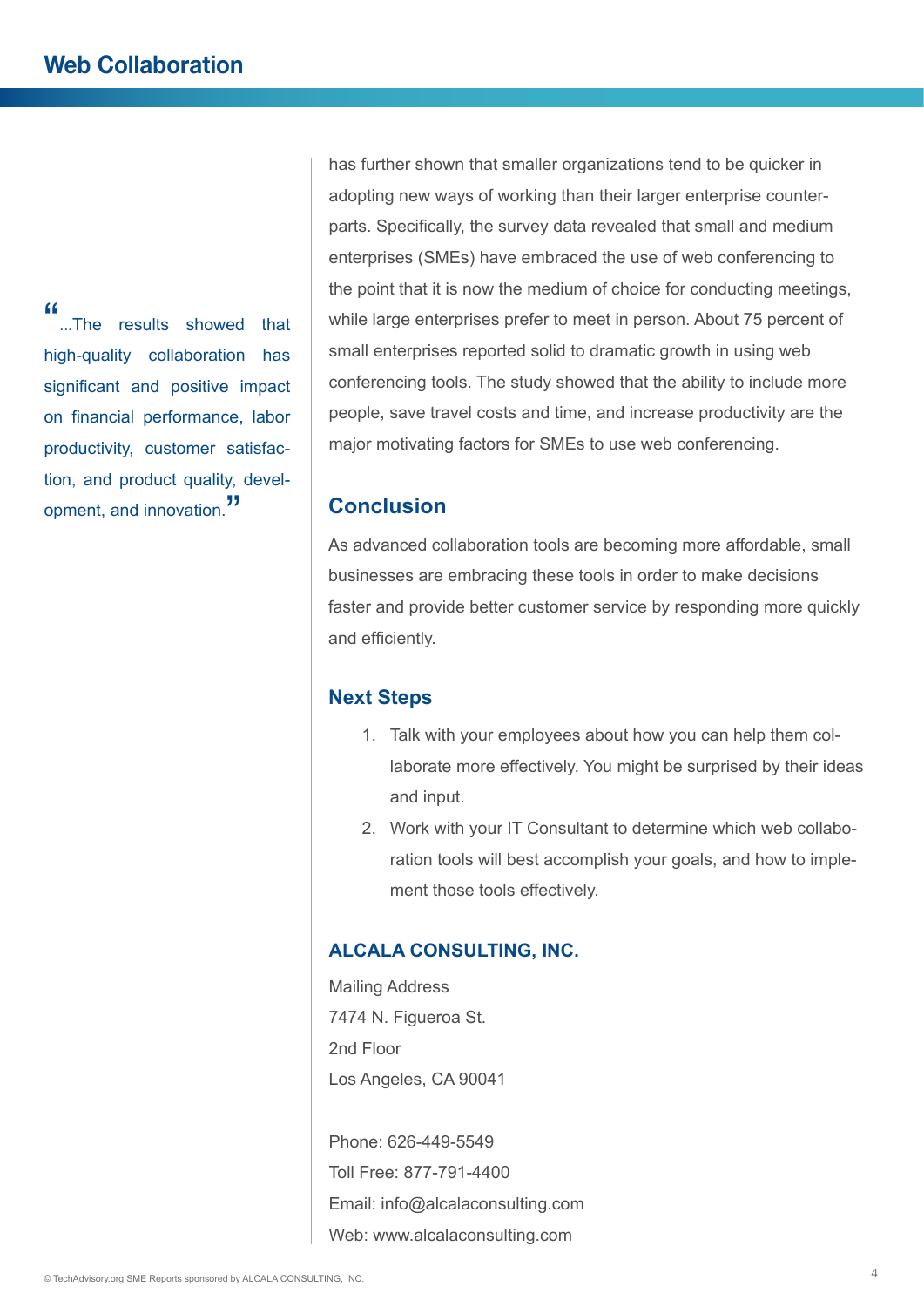> "...The results showed that high-quality collaboration has significant and positive impact on financial performance, labor productivity, customer satisfaction, and product quality, development, and innovation."

has further shown that smaller organizations tend to be quicker in adopting new ways of working than their larger enterprise counterparts. Specifically, the survey data revealed that small and medium enterprises (SMEs) have embraced the use of web conferencing to the point that it is now the medium of choice for conducting meetings, while large enterprises prefer to meet in person. About 75 percent of small enterprises reported solid to dramatic growth in using web conferencing tools. The study showed that the ability to include more people, save travel costs and time, and increase productivity are the major motivating factors for SMEs to use web conferencing.

## Conclusion

As advanced collaboration tools are becoming more affordable, small businesses are embracing these tools in order to make decisions faster and provide better customer service by responding more quickly and efficiently.

### Next Steps

1. Talk with your employees about how you can help them collaborate more effectively. You might be surprised by their ideas and input.
2. Work with your IT Consultant to determine which web collaboration tools will best accomplish your goals, and how to implement those tools effectively.

### ALCALA CONSULTING, INC.

Mailing Address
7474 N. Figueroa St.
2nd Floor
Los Angeles, CA 90041

Phone: 626-449-5549
Toll Free: 877-791-4400
Email: info@alcalaconsulting.com
Web: www.alcalaconsulting.com